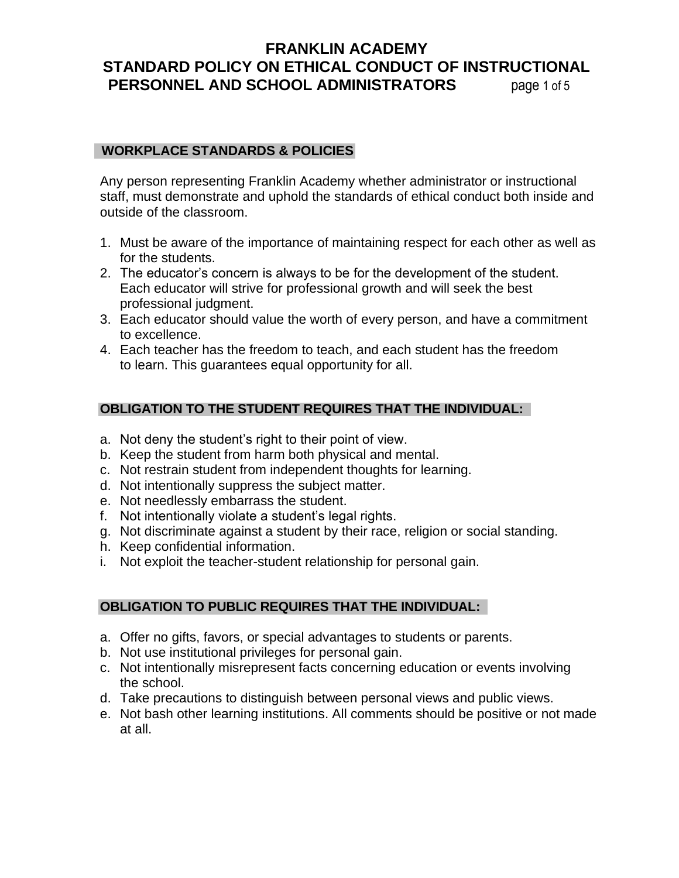# FRANKLIN ACADEMY
# STANDARD POLICY ON ETHICAL CONDUCT OF INSTRUCTIONAL PERSONNEL AND SCHOOL ADMINISTRATORS

## WORKPLACE STANDARDS & POLICIES

Any person representing Franklin Academy whether administrator or instructional staff, must demonstrate and uphold the standards of ethical conduct both inside and outside of the classroom.

1. Must be aware of the importance of maintaining respect for each other as well as for the students.
2. The educator's concern is always to be for the development of the student. Each educator will strive for professional growth and will seek the best professional judgment.
3. Each educator should value the worth of every person, and have a commitment to excellence.
4. Each teacher has the freedom to teach, and each student has the freedom to learn. This guarantees equal opportunity for all.

## OBLIGATION TO THE STUDENT REQUIRES THAT THE INDIVIDUAL:

a. Not deny the student's right to their point of view.
b. Keep the student from harm both physical and mental.
c. Not restrain student from independent thoughts for learning.
d. Not intentionally suppress the subject matter.
e. Not needlessly embarrass the student.
f. Not intentionally violate a student's legal rights.
g. Not discriminate against a student by their race, religion or social standing.
h. Keep confidential information.
i. Not exploit the teacher-student relationship for personal gain.

## OBLIGATION TO PUBLIC REQUIRES THAT THE INDIVIDUAL:

a. Offer no gifts, favors, or special advantages to students or parents.
b. Not use institutional privileges for personal gain.
c. Not intentionally misrepresent facts concerning education or events involving the school.
d. Take precautions to distinguish between personal views and public views.
e. Not bash other learning institutions. All comments should be positive or not made at all.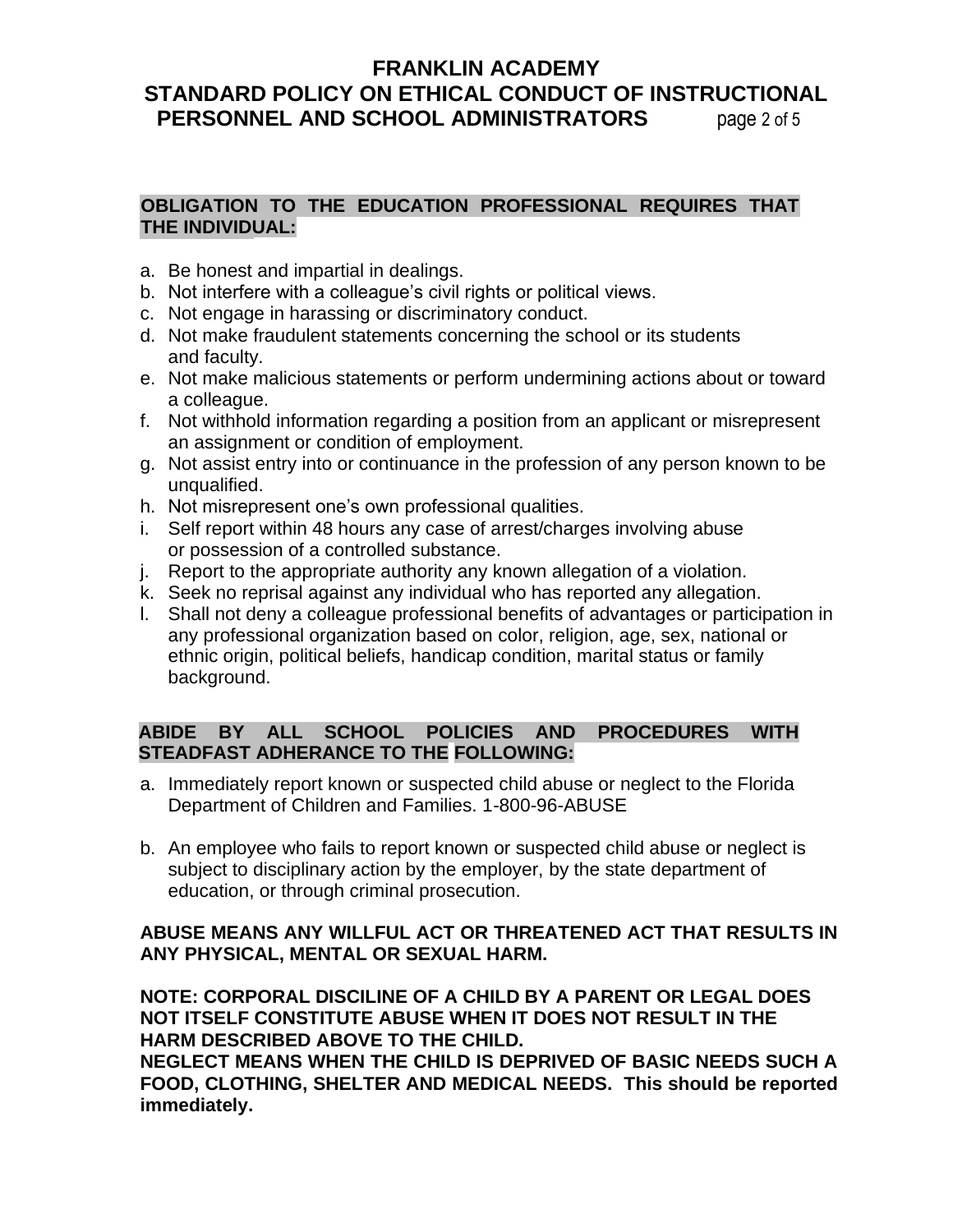**OBLIGATION TO THE EDUCATION PROFESSIONAL REQUIRES THAT THE INDIVIDUAL:**

a. Be honest and impartial in dealings.
b. Not interfere with a colleague's civil rights or political views.
c. Not engage in harassing or discriminatory conduct.
d. Not make fraudulent statements concerning the school or its students and faculty.
e. Not make malicious statements or perform undermining actions about or toward a colleague.
f. Not withhold information regarding a position from an applicant or misrepresent an assignment or condition of employment.
g. Not assist entry into or continuance in the profession of any person known to be unqualified.
h. Not misrepresent one's own professional qualities.
i. Self report within 48 hours any case of arrest/charges involving abuse or possession of a controlled substance.
j. Report to the appropriate authority any known allegation of a violation.
k. Seek no reprisal against any individual who has reported any allegation.
l. Shall not deny a colleague professional benefits of advantages or participation in any professional organization based on color, religion, age, sex, national or ethnic origin, political beliefs, handicap condition, marital status or family background.

**ABIDE BY ALL SCHOOL POLICIES AND PROCEDURES WITH STEADFAST ADHERANCE TO THE FOLLOWING:**

a. Immediately report known or suspected child abuse or neglect to the Florida Department of Children and Families. 1-800-96-ABUSE

b. An employee who fails to report known or suspected child abuse or neglect is subject to disciplinary action by the employer, by the state department of education, or through criminal prosecution.

**ABUSE MEANS ANY WILLFUL ACT OR THREATENED ACT THAT RESULTS IN ANY PHYSICAL, MENTAL OR SEXUAL HARM.**

**NOTE: CORPORAL DISCILINE OF A CHILD BY A PARENT OR LEGAL DOES NOT ITSELF CONSTITUTE ABUSE WHEN IT DOES NOT RESULT IN THE HARM DESCRIBED ABOVE TO THE CHILD.**
**NEGLECT MEANS WHEN THE CHILD IS DEPRIVED OF BASIC NEEDS SUCH A FOOD, CLOTHING, SHELTER AND MEDICAL NEEDS. This should be reported immediately.**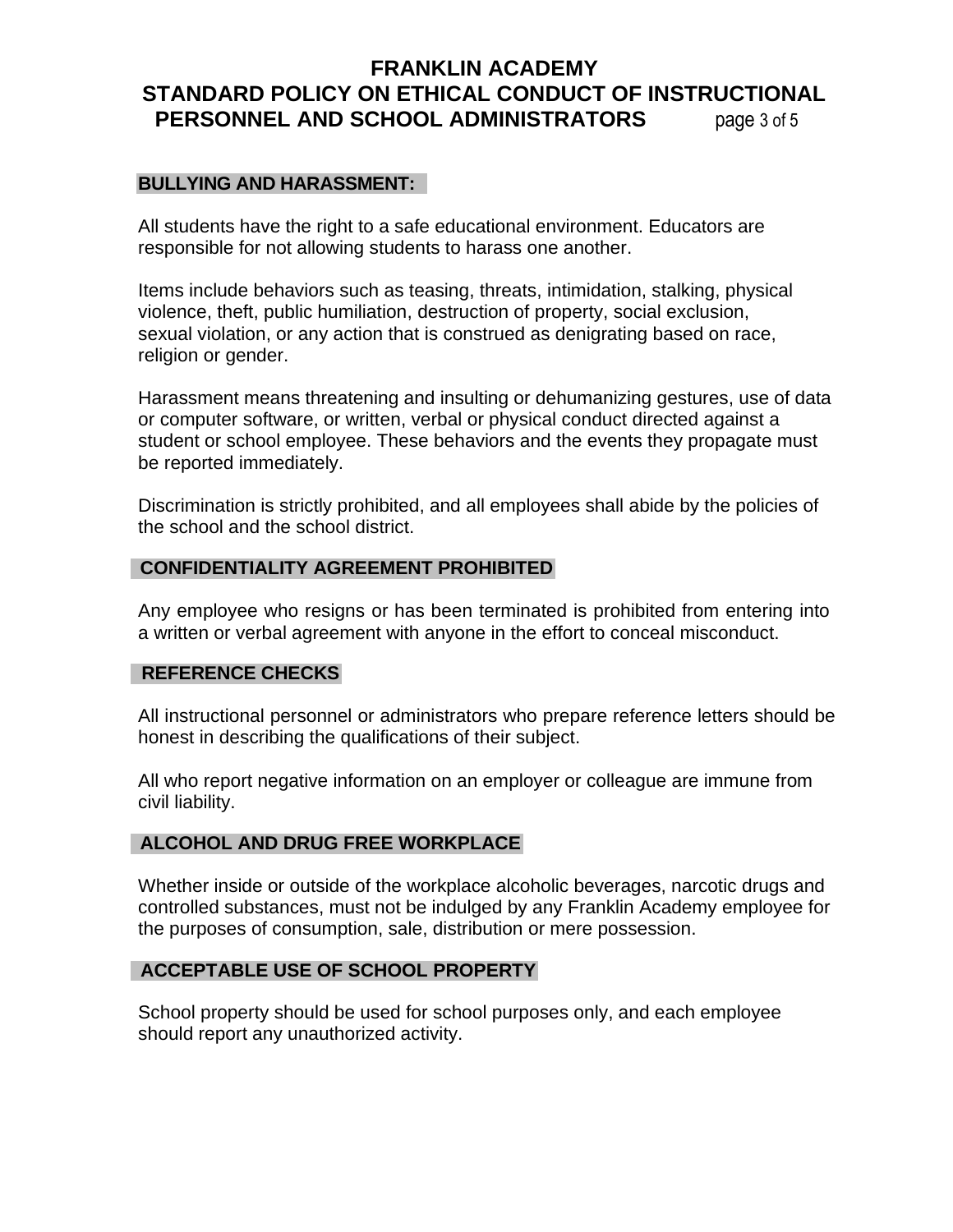## BULLYING AND HARASSMENT:

All students have the right to a safe educational environment. Educators are responsible for not allowing students to harass one another.

Items include behaviors such as teasing, threats, intimidation, stalking, physical violence, theft, public humiliation, destruction of property, social exclusion, sexual violation, or any action that is construed as denigrating based on race, religion or gender.

Harassment means threatening and insulting or dehumanizing gestures, use of data or computer software, or written, verbal or physical conduct directed against a student or school employee. These behaviors and the events they propagate must be reported immediately.

Discrimination is strictly prohibited, and all employees shall abide by the policies of the school and the school district.

## CONFIDENTIALITY AGREEMENT PROHIBITED

Any employee who resigns or has been terminated is prohibited from entering into a written or verbal agreement with anyone in the effort to conceal misconduct.

## REFERENCE CHECKS

All instructional personnel or administrators who prepare reference letters should be honest in describing the qualifications of their subject.

All who report negative information on an employer or colleague are immune from civil liability.

## ALCOHOL AND DRUG FREE WORKPLACE

Whether inside or outside of the workplace alcoholic beverages, narcotic drugs and controlled substances, must not be indulged by any Franklin Academy employee for the purposes of consumption, sale, distribution or mere possession.

## ACCEPTABLE USE OF SCHOOL PROPERTY

School property should be used for school purposes only, and each employee should report any unauthorized activity.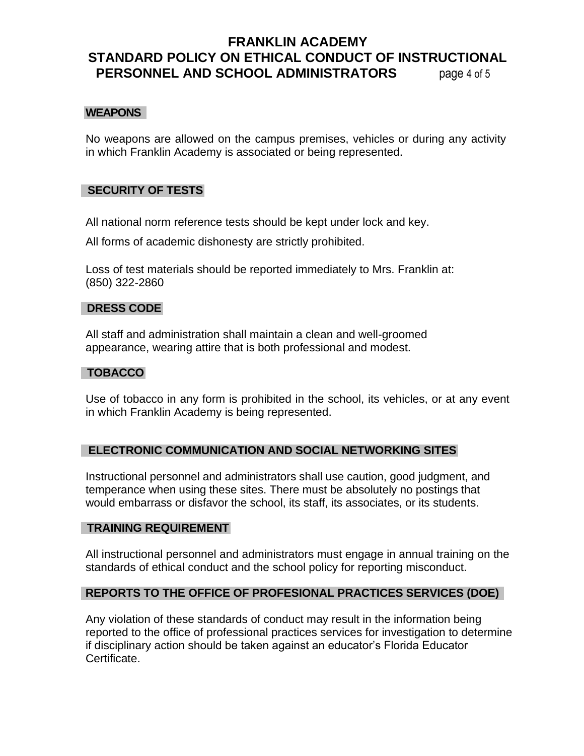## WEAPONS

No weapons are allowed on the campus premises, vehicles or during any activity in which Franklin Academy is associated or being represented.

## SECURITY OF TESTS

All national norm reference tests should be kept under lock and key.

All forms of academic dishonesty are strictly prohibited.

Loss of test materials should be reported immediately to Mrs. Franklin at: (850) 322-2860

## DRESS CODE

All staff and administration shall maintain a clean and well-groomed appearance, wearing attire that is both professional and modest.

## TOBACCO

Use of tobacco in any form is prohibited in the school, its vehicles, or at any event in which Franklin Academy is being represented.

## ELECTRONIC COMMUNICATION AND SOCIAL NETWORKING SITES

Instructional personnel and administrators shall use caution, good judgment, and temperance when using these sites. There must be absolutely no postings that would embarrass or disfavor the school, its staff, its associates, or its students.

## TRAINING REQUIREMENT

All instructional personnel and administrators must engage in annual training on the standards of ethical conduct and the school policy for reporting misconduct.

## REPORTS TO THE OFFICE OF PROFESIONAL PRACTICES SERVICES (DOE)

Any violation of these standards of conduct may result in the information being reported to the office of professional practices services for investigation to determine if disciplinary action should be taken against an educator's Florida Educator Certificate.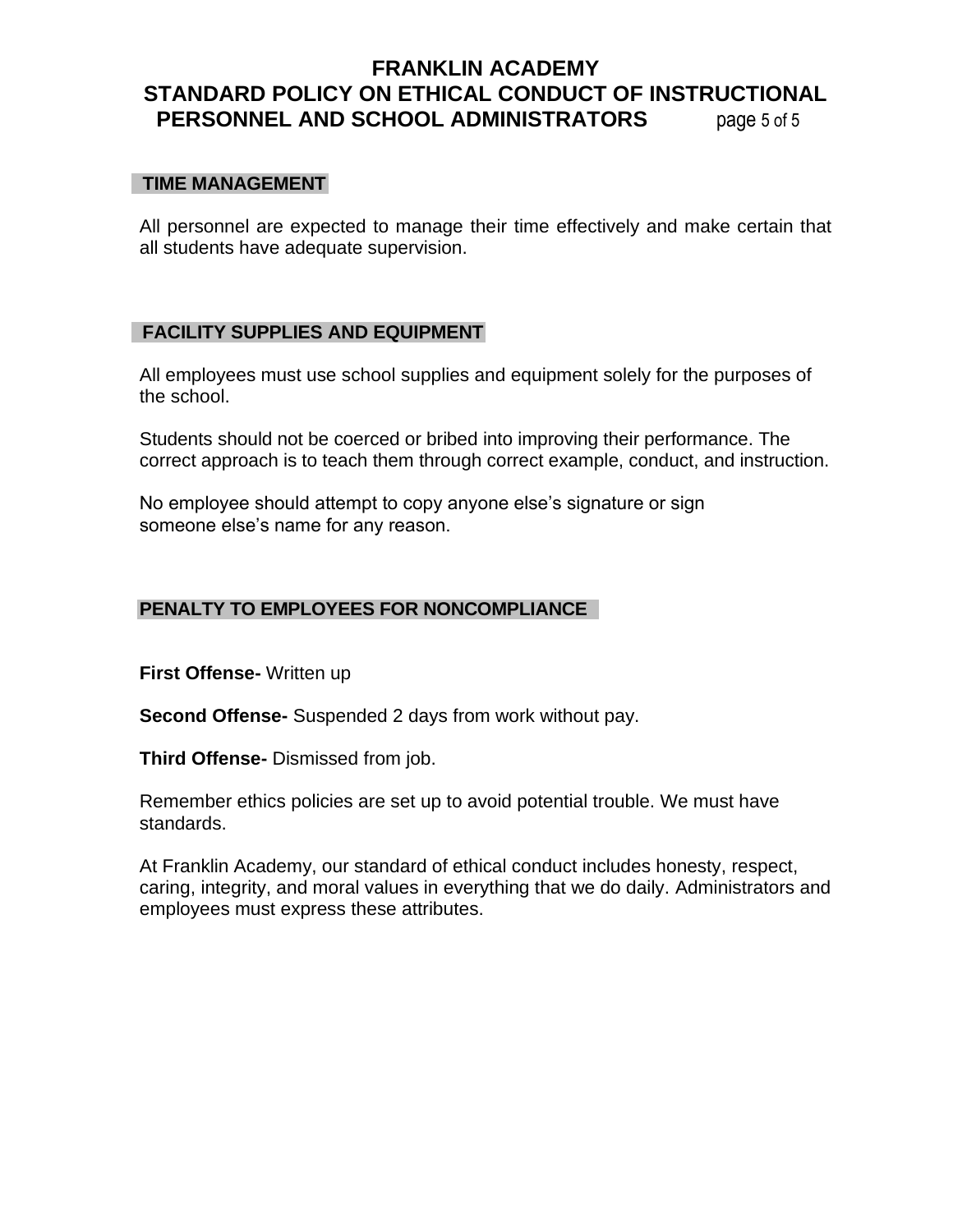## TIME MANAGEMENT

All personnel are expected to manage their time effectively and make certain that all students have adequate supervision.

## FACILITY SUPPLIES AND EQUIPMENT

All employees must use school supplies and equipment solely for the purposes of the school.

Students should not be coerced or bribed into improving their performance. The correct approach is to teach them through correct example, conduct, and instruction.

No employee should attempt to copy anyone else's signature or sign someone else's name for any reason.

## PENALTY TO EMPLOYEES FOR NONCOMPLIANCE

**First Offense-** Written up

**Second Offense-** Suspended 2 days from work without pay.

**Third Offense-** Dismissed from job.

Remember ethics policies are set up to avoid potential trouble. We must have standards.

At Franklin Academy, our standard of ethical conduct includes honesty, respect, caring, integrity, and moral values in everything that we do daily. Administrators and employees must express these attributes.